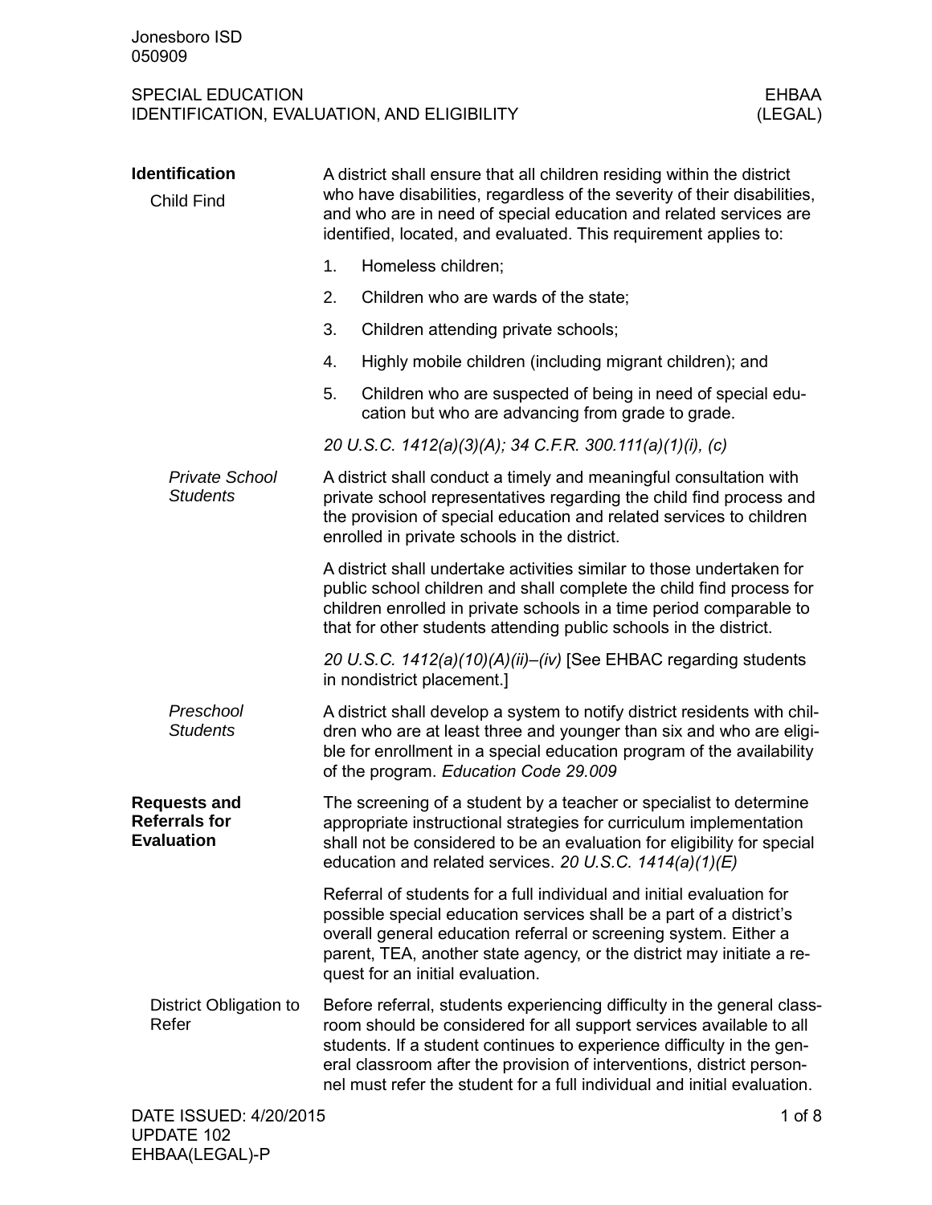# SPECIAL EDUCATION IDENTIFICATION, EVALUATION, AND ELIGIBILITY

EHBAA (LEGAL)

## Identification

### Child Find

A district shall ensure that all children residing within the district who have disabilities, regardless of the severity of their disabilities, and who are in need of special education and related services are identified, located, and evaluated. This requirement applies to:

1. Homeless children;
2. Children who are wards of the state;
3. Children attending private schools;
4. Highly mobile children (including migrant children); and
5. Children who are suspected of being in need of special education but who are advancing from grade to grade.

*20 U.S.C. 1412(a)(3)(A); 34 C.F.R. 300.111(a)(1)(i), (c)*

#### *Private School Students*

A district shall conduct a timely and meaningful consultation with private school representatives regarding the child find process and the provision of special education and related services to children enrolled in private schools in the district.

A district shall undertake activities similar to those undertaken for public school children and shall complete the child find process for children enrolled in private schools in a time period comparable to that for other students attending public schools in the district.

*20 U.S.C. 1412(a)(10)(A)(ii)–(iv)* [See EHBAC regarding students in nondistrict placement.]

#### *Preschool Students*

A district shall develop a system to notify district residents with children who are at least three and younger than six and who are eligible for enrollment in a special education program of the availability of the program. *Education Code 29.009*

## Requests and Referrals for Evaluation

The screening of a student by a teacher or specialist to determine appropriate instructional strategies for curriculum implementation shall not be considered to be an evaluation for eligibility for special education and related services. *20 U.S.C. 1414(a)(1)(E)*

Referral of students for a full individual and initial evaluation for possible special education services shall be a part of a district's overall general education referral or screening system. Either a parent, TEA, another state agency, or the district may initiate a request for an initial evaluation.

### District Obligation to Refer

Before referral, students experiencing difficulty in the general classroom should be considered for all support services available to all students. If a student continues to experience difficulty in the general classroom after the provision of interventions, district personnel must refer the student for a full individual and initial evaluation.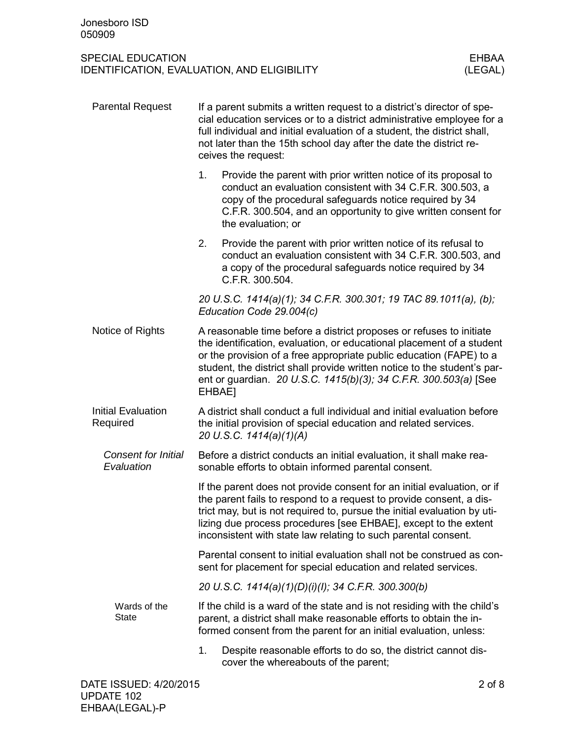## Parental Request

If a parent submits a written request to a district's director of special education services or to a district administrative employee for a full individual and initial evaluation of a student, the district shall, not later than the 15th school day after the date the district receives the request:

1. Provide the parent with prior written notice of its proposal to conduct an evaluation consistent with 34 C.F.R. 300.503, a copy of the procedural safeguards notice required by 34 C.F.R. 300.504, and an opportunity to give written consent for the evaluation; or
2. Provide the parent with prior written notice of its refusal to conduct an evaluation consistent with 34 C.F.R. 300.503, and a copy of the procedural safeguards notice required by 34 C.F.R. 300.504.

*20 U.S.C. 1414(a)(1); 34 C.F.R. 300.301; 19 TAC 89.1011(a), (b); Education Code 29.004(c)*

## Notice of Rights

A reasonable time before a district proposes or refuses to initiate the identification, evaluation, or educational placement of a student or the provision of a free appropriate public education (FAPE) to a student, the district shall provide written notice to the student's parent or guardian. *20 U.S.C. 1415(b)(3); 34 C.F.R. 300.503(a)* [See EHBAE]

## Initial Evaluation Required

A district shall conduct a full individual and initial evaluation before the initial provision of special education and related services. *20 U.S.C. 1414(a)(1)(A)*

### *Consent for Initial Evaluation*

Before a district conducts an initial evaluation, it shall make reasonable efforts to obtain informed parental consent.

If the parent does not provide consent for an initial evaluation, or if the parent fails to respond to a request to provide consent, a district may, but is not required to, pursue the initial evaluation by utilizing due process procedures [see EHBAE], except to the extent inconsistent with state law relating to such parental consent.

Parental consent to initial evaluation shall not be construed as consent for placement for special education and related services.

*20 U.S.C. 1414(a)(1)(D)(i)(I); 34 C.F.R. 300.300(b)*

#### Wards of the State

If the child is a ward of the state and is not residing with the child's parent, a district shall make reasonable efforts to obtain the informed consent from the parent for an initial evaluation, unless:

1. Despite reasonable efforts to do so, the district cannot discover the whereabouts of the parent;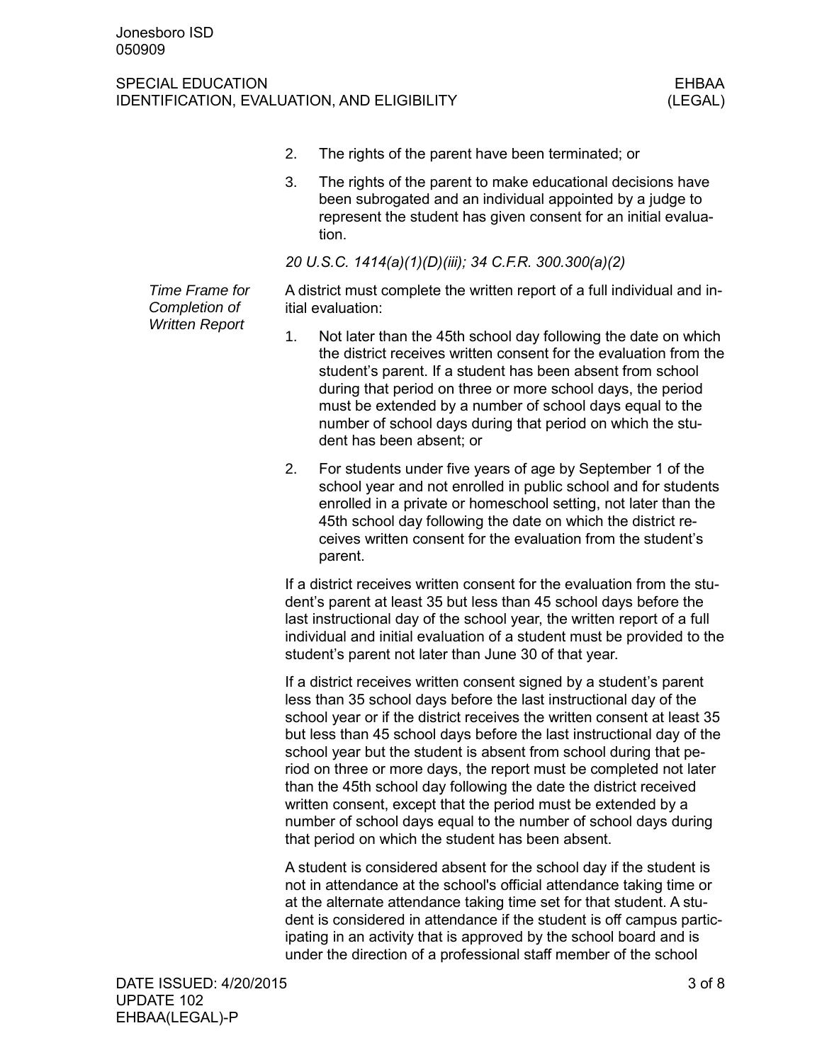2. The rights of the parent have been terminated; or
3. The rights of the parent to make educational decisions have been subrogated and an individual appointed by a judge to represent the student has given consent for an initial evaluation.

*20 U.S.C. 1414(a)(1)(D)(iii); 34 C.F.R. 300.300(a)(2)*

### *Time Frame for Completion of Written Report*

A district must complete the written report of a full individual and initial evaluation:

1. Not later than the 45th school day following the date on which the district receives written consent for the evaluation from the student's parent. If a student has been absent from school during that period on three or more school days, the period must be extended by a number of school days equal to the number of school days during that period on which the student has been absent; or
2. For students under five years of age by September 1 of the school year and not enrolled in public school and for students enrolled in a private or homeschool setting, not later than the 45th school day following the date on which the district receives written consent for the evaluation from the student's parent.

If a district receives written consent for the evaluation from the student's parent at least 35 but less than 45 school days before the last instructional day of the school year, the written report of a full individual and initial evaluation of a student must be provided to the student's parent not later than June 30 of that year.

If a district receives written consent signed by a student's parent less than 35 school days before the last instructional day of the school year or if the district receives the written consent at least 35 but less than 45 school days before the last instructional day of the school year but the student is absent from school during that period on three or more days, the report must be completed not later than the 45th school day following the date the district received written consent, except that the period must be extended by a number of school days equal to the number of school days during that period on which the student has been absent.

A student is considered absent for the school day if the student is not in attendance at the school's official attendance taking time or at the alternate attendance taking time set for that student. A student is considered in attendance if the student is off campus participating in an activity that is approved by the school board and is under the direction of a professional staff member of the school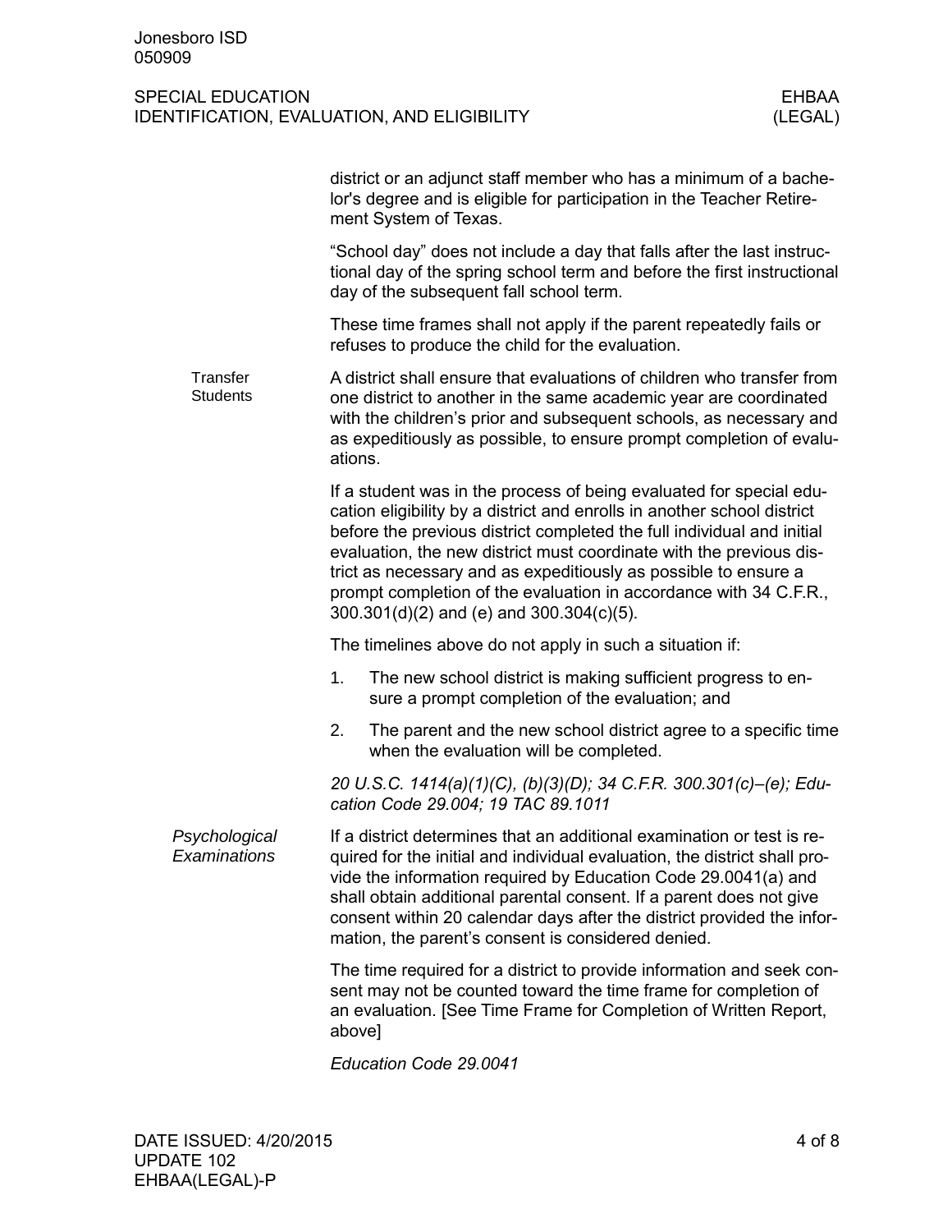district or an adjunct staff member who has a minimum of a bachelor's degree and is eligible for participation in the Teacher Retirement System of Texas.

"School day" does not include a day that falls after the last instructional day of the spring school term and before the first instructional day of the subsequent fall school term.

These time frames shall not apply if the parent repeatedly fails or refuses to produce the child for the evaluation.

### Transfer Students

A district shall ensure that evaluations of children who transfer from one district to another in the same academic year are coordinated with the children's prior and subsequent schools, as necessary and as expeditiously as possible, to ensure prompt completion of evaluations.

If a student was in the process of being evaluated for special education eligibility by a district and enrolls in another school district before the previous district completed the full individual and initial evaluation, the new district must coordinate with the previous district as necessary and as expeditiously as possible to ensure a prompt completion of the evaluation in accordance with 34 C.F.R., 300.301(d)(2) and (e) and 300.304(c)(5).

The timelines above do not apply in such a situation if:

1. The new school district is making sufficient progress to ensure a prompt completion of the evaluation; and
2. The parent and the new school district agree to a specific time when the evaluation will be completed.

*20 U.S.C. 1414(a)(1)(C), (b)(3)(D); 34 C.F.R. 300.301(c)–(e); Education Code 29.004; 19 TAC 89.1011*

### *Psychological Examinations*

If a district determines that an additional examination or test is required for the initial and individual evaluation, the district shall provide the information required by Education Code 29.0041(a) and shall obtain additional parental consent. If a parent does not give consent within 20 calendar days after the district provided the information, the parent's consent is considered denied.

The time required for a district to provide information and seek consent may not be counted toward the time frame for completion of an evaluation. [See Time Frame for Completion of Written Report, above]

*Education Code 29.0041*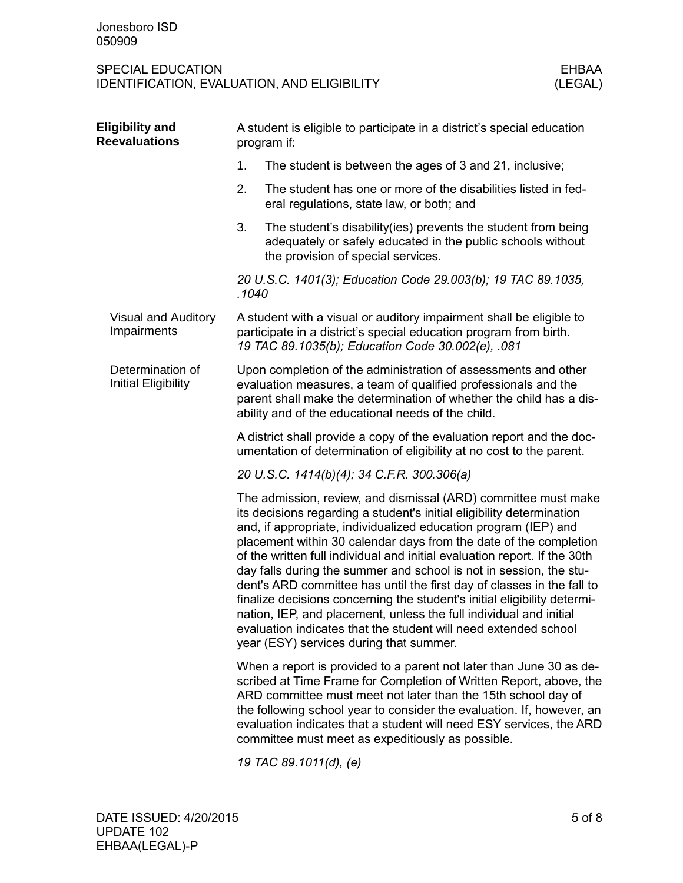## Eligibility and Reevaluations

A student is eligible to participate in a district's special education program if:

1. The student is between the ages of 3 and 21, inclusive;
2. The student has one or more of the disabilities listed in federal regulations, state law, or both; and
3. The student's disability(ies) prevents the student from being adequately or safely educated in the public schools without the provision of special services.

*20 U.S.C. 1401(3); Education Code 29.003(b); 19 TAC 89.1035, .1040*

### Visual and Auditory Impairments

A student with a visual or auditory impairment shall be eligible to participate in a district's special education program from birth. *19 TAC 89.1035(b); Education Code 30.002(e), .081*

### Determination of Initial Eligibility

Upon completion of the administration of assessments and other evaluation measures, a team of qualified professionals and the parent shall make the determination of whether the child has a disability and of the educational needs of the child.

A district shall provide a copy of the evaluation report and the documentation of determination of eligibility at no cost to the parent.

*20 U.S.C. 1414(b)(4); 34 C.F.R. 300.306(a)*

The admission, review, and dismissal (ARD) committee must make its decisions regarding a student's initial eligibility determination and, if appropriate, individualized education program (IEP) and placement within 30 calendar days from the date of the completion of the written full individual and initial evaluation report. If the 30th day falls during the summer and school is not in session, the student's ARD committee has until the first day of classes in the fall to finalize decisions concerning the student's initial eligibility determination, IEP, and placement, unless the full individual and initial evaluation indicates that the student will need extended school year (ESY) services during that summer.

When a report is provided to a parent not later than June 30 as described at Time Frame for Completion of Written Report, above, the ARD committee must meet not later than the 15th school day of the following school year to consider the evaluation. If, however, an evaluation indicates that a student will need ESY services, the ARD committee must meet as expeditiously as possible.

*19 TAC 89.1011(d), (e)*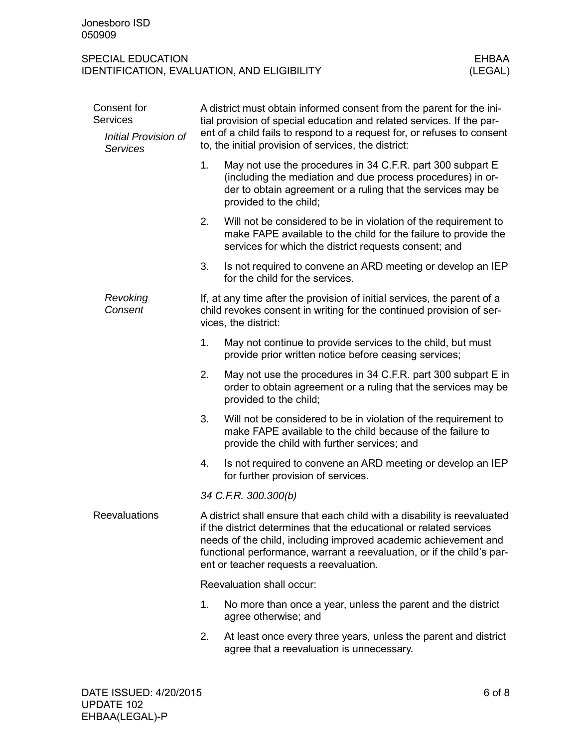## Consent for Services

### *Initial Provision of Services*

A district must obtain informed consent from the parent for the initial provision of special education and related services. If the parent of a child fails to respond to a request for, or refuses to consent to, the initial provision of services, the district:

1. May not use the procedures in 34 C.F.R. part 300 subpart E (including the mediation and due process procedures) in order to obtain agreement or a ruling that the services may be provided to the child;
2. Will not be considered to be in violation of the requirement to make FAPE available to the child for the failure to provide the services for which the district requests consent; and
3. Is not required to convene an ARD meeting or develop an IEP for the child for the services.

### *Revoking Consent*

If, at any time after the provision of initial services, the parent of a child revokes consent in writing for the continued provision of services, the district:

1. May not continue to provide services to the child, but must provide prior written notice before ceasing services;
2. May not use the procedures in 34 C.F.R. part 300 subpart E in order to obtain agreement or a ruling that the services may be provided to the child;
3. Will not be considered to be in violation of the requirement to make FAPE available to the child because of the failure to provide the child with further services; and
4. Is not required to convene an ARD meeting or develop an IEP for further provision of services.

*34 C.F.R. 300.300(b)*

## Reevaluations

A district shall ensure that each child with a disability is reevaluated if the district determines that the educational or related services needs of the child, including improved academic achievement and functional performance, warrant a reevaluation, or if the child's parent or teacher requests a reevaluation.

Reevaluation shall occur:

1. No more than once a year, unless the parent and the district agree otherwise; and
2. At least once every three years, unless the parent and district agree that a reevaluation is unnecessary.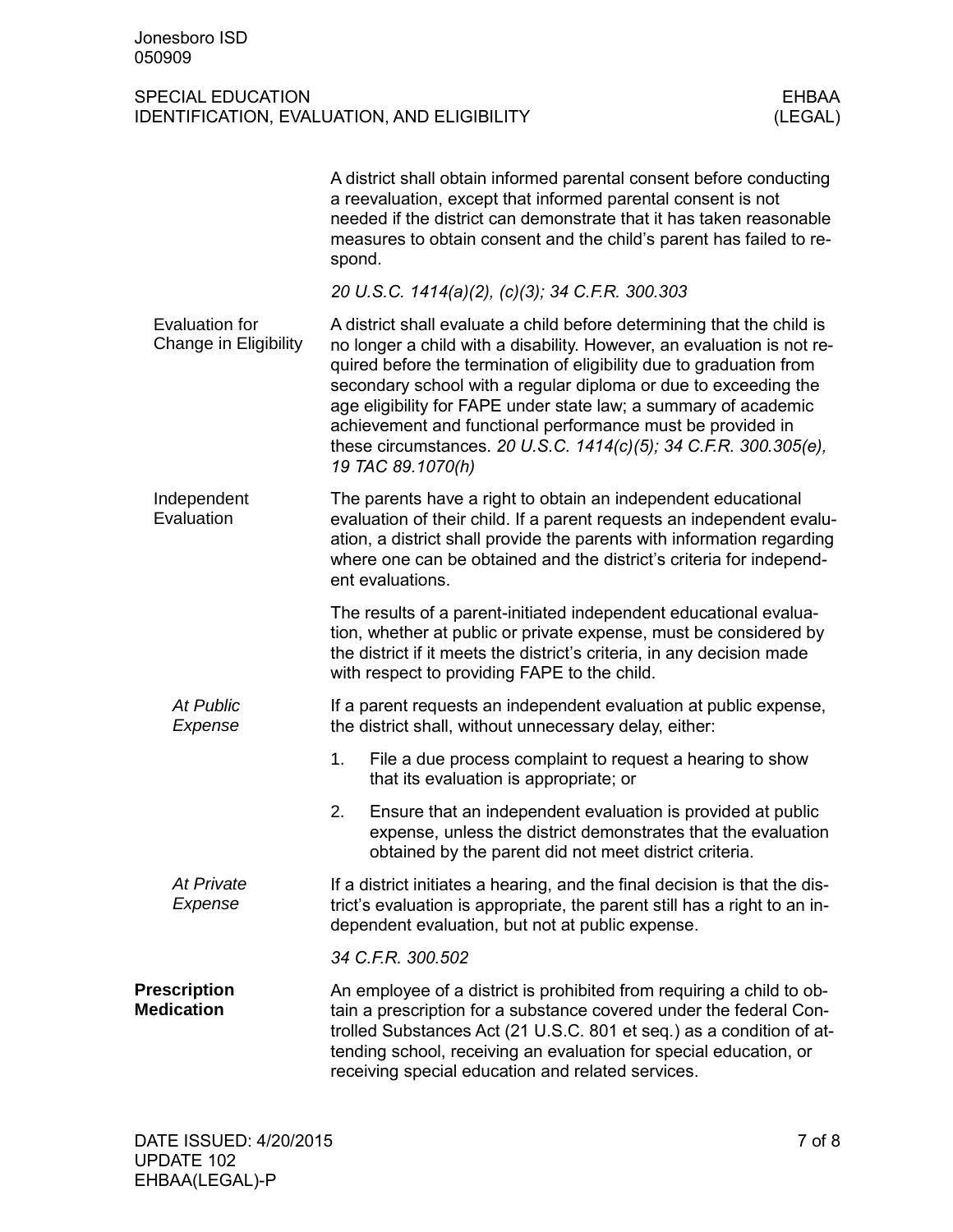A district shall obtain informed parental consent before conducting a reevaluation, except that informed parental consent is not needed if the district can demonstrate that it has taken reasonable measures to obtain consent and the child's parent has failed to respond.

*20 U.S.C. 1414(a)(2), (c)(3); 34 C.F.R. 300.303*

### Evaluation for Change in Eligibility

A district shall evaluate a child before determining that the child is no longer a child with a disability. However, an evaluation is not required before the termination of eligibility due to graduation from secondary school with a regular diploma or due to exceeding the age eligibility for FAPE under state law; a summary of academic achievement and functional performance must be provided in these circumstances. *20 U.S.C. 1414(c)(5); 34 C.F.R. 300.305(e), 19 TAC 89.1070(h)*

### Independent Evaluation

The parents have a right to obtain an independent educational evaluation of their child. If a parent requests an independent evaluation, a district shall provide the parents with information regarding where one can be obtained and the district's criteria for independent evaluations.

The results of a parent-initiated independent educational evaluation, whether at public or private expense, must be considered by the district if it meets the district's criteria, in any decision made with respect to providing FAPE to the child.

#### *At Public Expense*

If a parent requests an independent evaluation at public expense, the district shall, without unnecessary delay, either:

1. File a due process complaint to request a hearing to show that its evaluation is appropriate; or
2. Ensure that an independent evaluation is provided at public expense, unless the district demonstrates that the evaluation obtained by the parent did not meet district criteria.

#### *At Private Expense*

If a district initiates a hearing, and the final decision is that the district's evaluation is appropriate, the parent still has a right to an independent evaluation, but not at public expense.

*34 C.F.R. 300.502*

## Prescription Medication

An employee of a district is prohibited from requiring a child to obtain a prescription for a substance covered under the federal Controlled Substances Act (21 U.S.C. 801 et seq.) as a condition of attending school, receiving an evaluation for special education, or receiving special education and related services.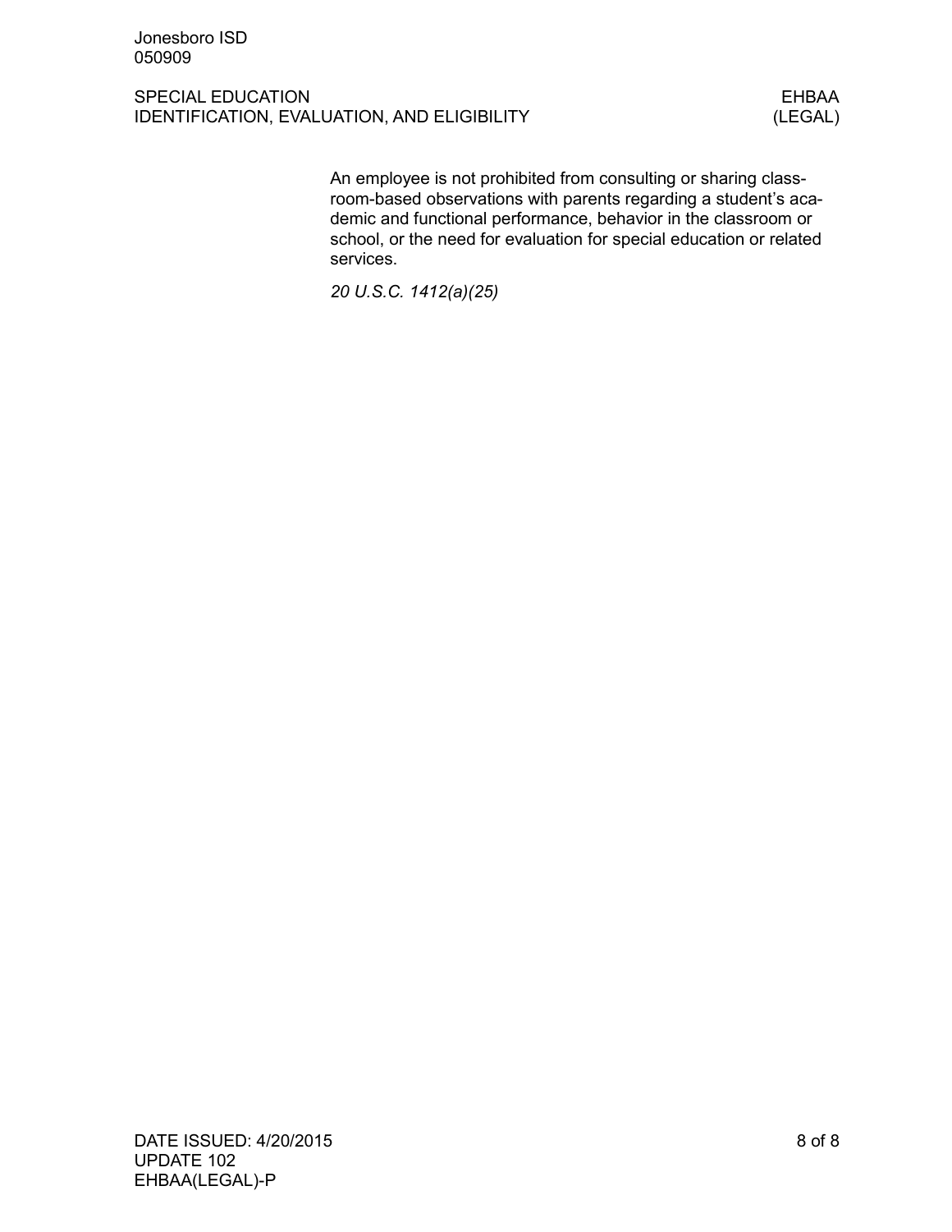An employee is not prohibited from consulting or sharing classroom-based observations with parents regarding a student's academic and functional performance, behavior in the classroom or school, or the need for evaluation for special education or related services.

*20 U.S.C. 1412(a)(25)*